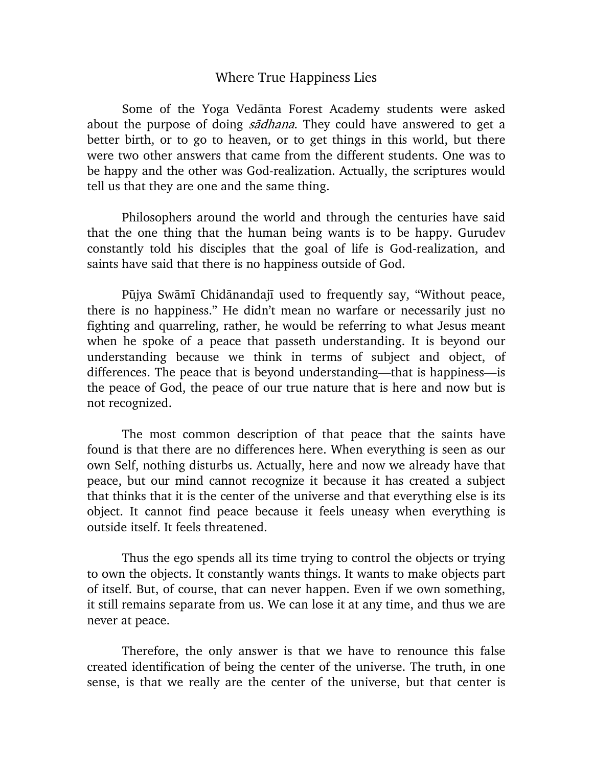# Where True Happiness Lies

Some of the Yoga Vedānta Forest Academy students were asked about the purpose of doing *sādhana*. They could have answered to get a better birth, or to go to heaven, or to get things in this world, but there were two other answers that came from the different students. One was to be happy and the other was God-realization. Actually, the scriptures would tell us that they are one and the same thing.

Philosophers around the world and through the centuries have said that the one thing that the human being wants is to be happy. Gurudev constantly told his disciples that the goal of life is God-realization, and saints have said that there is no happiness outside of God.

Pūjya Swāmī Chidānandajī used to frequently say, "Without peace, there is no happiness." He didn't mean no warfare or necessarily just no fighting and quarreling, rather, he would be referring to what Jesus meant when he spoke of a peace that passeth understanding. It is beyond our understanding because we think in terms of subject and object, of differences. The peace that is beyond understanding—that is happiness—is the peace of God, the peace of our true nature that is here and now but is not recognized.

The most common description of that peace that the saints have found is that there are no differences here. When everything is seen as our own Self, nothing disturbs us. Actually, here and now we already have that peace, but our mind cannot recognize it because it has created a subject that thinks that it is the center of the universe and that everything else is its object. It cannot find peace because it feels uneasy when everything is outside itself. It feels threatened.

Thus the ego spends all its time trying to control the objects or trying to own the objects. It constantly wants things. It wants to make objects part of itself. But, of course, that can never happen. Even if we own something, it still remains separate from us. We can lose it at any time, and thus we are never at peace.

Therefore, the only answer is that we have to renounce this false created identification of being the center of the universe. The truth, in one sense, is that we really are the center of the universe, but that center is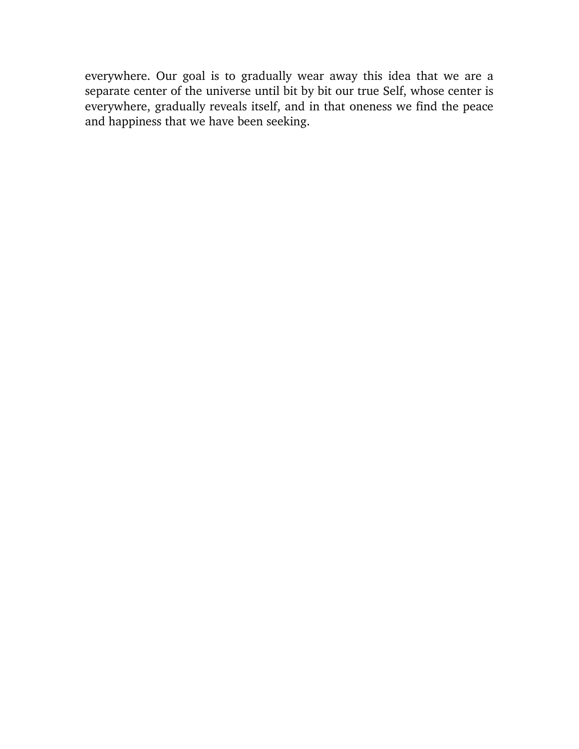everywhere. Our goal is to gradually wear away this idea that we are a separate center of the universe until bit by bit our true Self, whose center is everywhere, gradually reveals itself, and in that oneness we find the peace and happiness that we have been seeking.